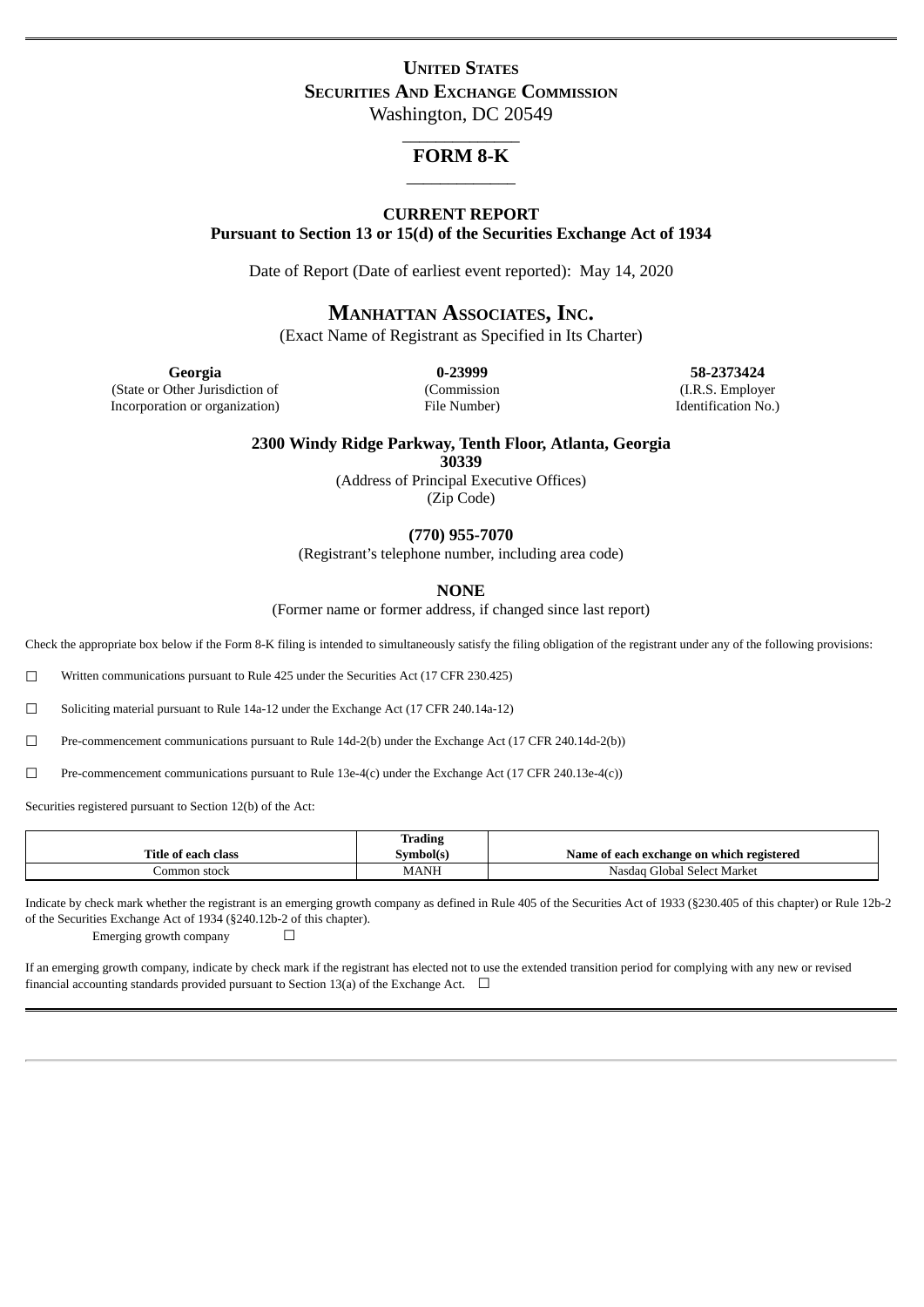# UNITED STATES
# SECURITIES AND EXCHANGE COMMISSION
Washington, DC 20549

## FORM 8-K

**CURRENT REPORT**
**Pursuant to Section 13 or 15(d) of the Securities Exchange Act of 1934**

Date of Report (Date of earliest event reported): May 14, 2020

# MANHATTAN ASSOCIATES, INC.
(Exact Name of Registrant as Specified in Its Charter)

| **Georgia** | **0-23999** | **58-2373424** |
|---|---|---|
| (State or Other Jurisdiction of Incorporation or organization) | (Commission File Number) | (I.R.S. Employer Identification No.) |

**2300 Windy Ridge Parkway, Tenth Floor, Atlanta, Georgia 30339**
(Address of Principal Executive Offices)
(Zip Code)

**(770) 955-7070**
(Registrant's telephone number, including area code)

**NONE**
(Former name or former address, if changed since last report)

Check the appropriate box below if the Form 8-K filing is intended to simultaneously satisfy the filing obligation of the registrant under any of the following provisions:

☐ Written communications pursuant to Rule 425 under the Securities Act (17 CFR 230.425)

☐ Soliciting material pursuant to Rule 14a-12 under the Exchange Act (17 CFR 240.14a-12)

☐ Pre-commencement communications pursuant to Rule 14d-2(b) under the Exchange Act (17 CFR 240.14d-2(b))

☐ Pre-commencement communications pursuant to Rule 13e-4(c) under the Exchange Act (17 CFR 240.13e-4(c))

Securities registered pursuant to Section 12(b) of the Act:

| Title of each class | Trading Symbol(s) | Name of each exchange on which registered |
|---|---|---|
| Common stock | MANH | Nasdaq Global Select Market |

Indicate by check mark whether the registrant is an emerging growth company as defined in Rule 405 of the Securities Act of 1933 (§230.405 of this chapter) or Rule 12b-2 of the Securities Exchange Act of 1934 (§240.12b-2 of this chapter).

Emerging growth company ☐

If an emerging growth company, indicate by check mark if the registrant has elected not to use the extended transition period for complying with any new or revised financial accounting standards provided pursuant to Section 13(a) of the Exchange Act. ☐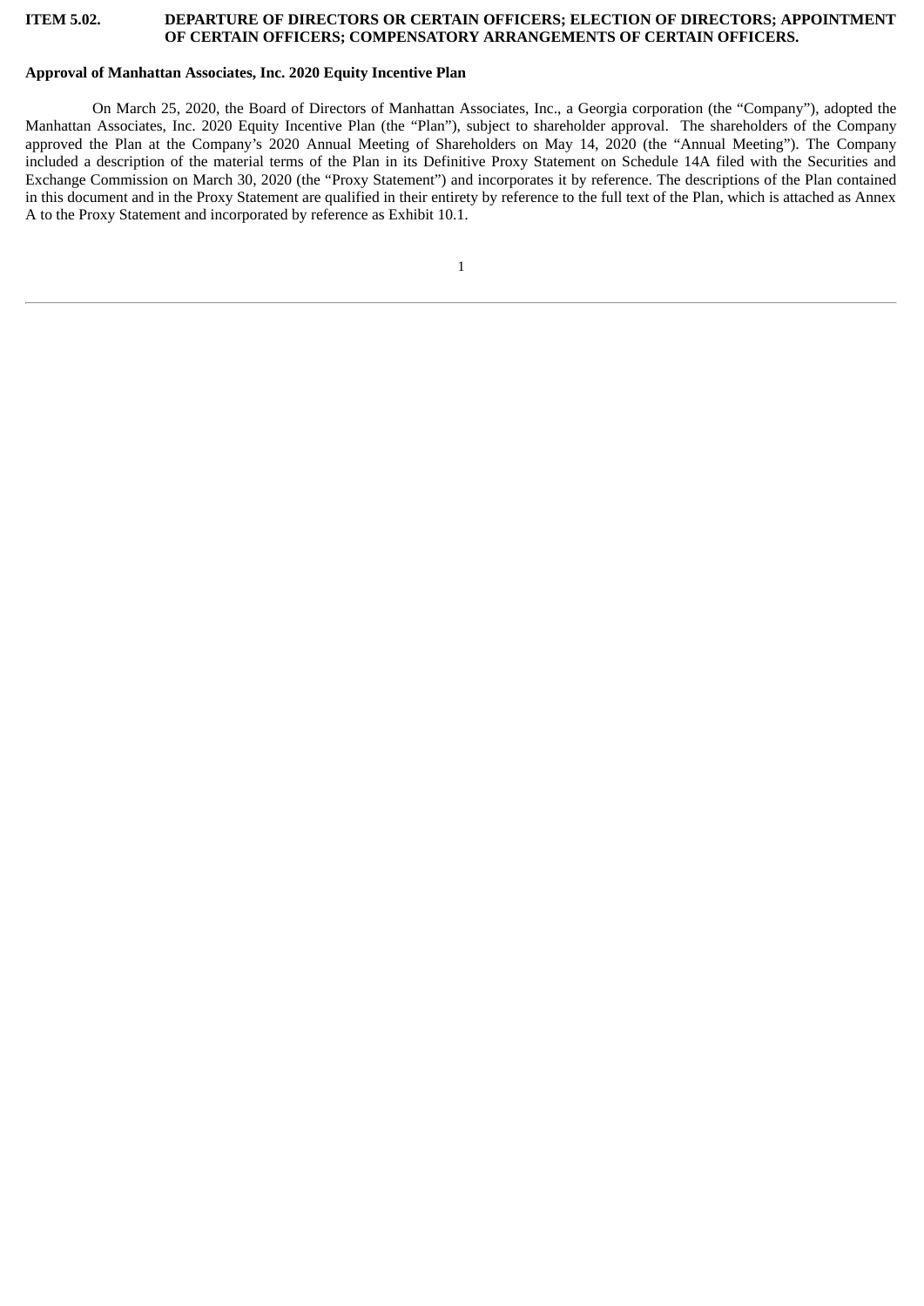**ITEM 5.02. DEPARTURE OF DIRECTORS OR CERTAIN OFFICERS; ELECTION OF DIRECTORS; APPOINTMENT OF CERTAIN OFFICERS; COMPENSATORY ARRANGEMENTS OF CERTAIN OFFICERS.**

**Approval of Manhattan Associates, Inc. 2020 Equity Incentive Plan**

On March 25, 2020, the Board of Directors of Manhattan Associates, Inc., a Georgia corporation (the "Company"), adopted the Manhattan Associates, Inc. 2020 Equity Incentive Plan (the "Plan"), subject to shareholder approval. The shareholders of the Company approved the Plan at the Company's 2020 Annual Meeting of Shareholders on May 14, 2020 (the "Annual Meeting"). The Company included a description of the material terms of the Plan in its Definitive Proxy Statement on Schedule 14A filed with the Securities and Exchange Commission on March 30, 2020 (the "Proxy Statement") and incorporates it by reference. The descriptions of the Plan contained in this document and in the Proxy Statement are qualified in their entirety by reference to the full text of the Plan, which is attached as Annex A to the Proxy Statement and incorporated by reference as Exhibit 10.1.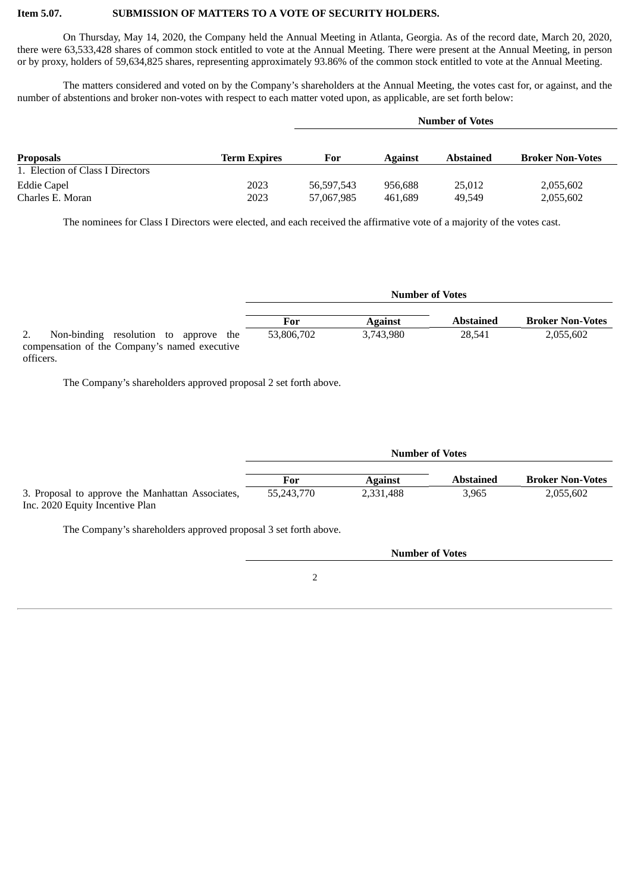**Item 5.07. SUBMISSION OF MATTERS TO A VOTE OF SECURITY HOLDERS.**

On Thursday, May 14, 2020, the Company held the Annual Meeting in Atlanta, Georgia. As of the record date, March 20, 2020, there were 63,533,428 shares of common stock entitled to vote at the Annual Meeting. There were present at the Annual Meeting, in person or by proxy, holders of 59,634,825 shares, representing approximately 93.86% of the common stock entitled to vote at the Annual Meeting.

The matters considered and voted on by the Company's shareholders at the Annual Meeting, the votes cast for, or against, and the number of abstentions and broker non-votes with respect to each matter voted upon, as applicable, are set forth below:

| | | Number of Votes | | | |
|---|---|---|---|---|---|
| **Proposals** | **Term Expires** | **For** | **Against** | **Abstained** | **Broker Non-Votes** |
| 1. Election of Class I Directors | | | | | |
| Eddie Capel | 2023 | 56,597,543 | 956,688 | 25,012 | 2,055,602 |
| Charles E. Moran | 2023 | 57,067,985 | 461,689 | 49,549 | 2,055,602 |

The nominees for Class I Directors were elected, and each received the affirmative vote of a majority of the votes cast.

| | Number of Votes | | | |
|---|---|---|---|---|
| | **For** | **Against** | **Abstained** | **Broker Non-Votes** |
| 2. Non-binding resolution to approve the compensation of the Company's named executive officers. | 53,806,702 | 3,743,980 | 28,541 | 2,055,602 |

The Company's shareholders approved proposal 2 set forth above.

| | Number of Votes | | | |
|---|---|---|---|---|
| | **For** | **Against** | **Abstained** | **Broker Non-Votes** |
| 3. Proposal to approve the Manhattan Associates, Inc. 2020 Equity Incentive Plan | 55,243,770 | 2,331,488 | 3,965 | 2,055,602 |

The Company's shareholders approved proposal 3 set forth above.

**Number of Votes**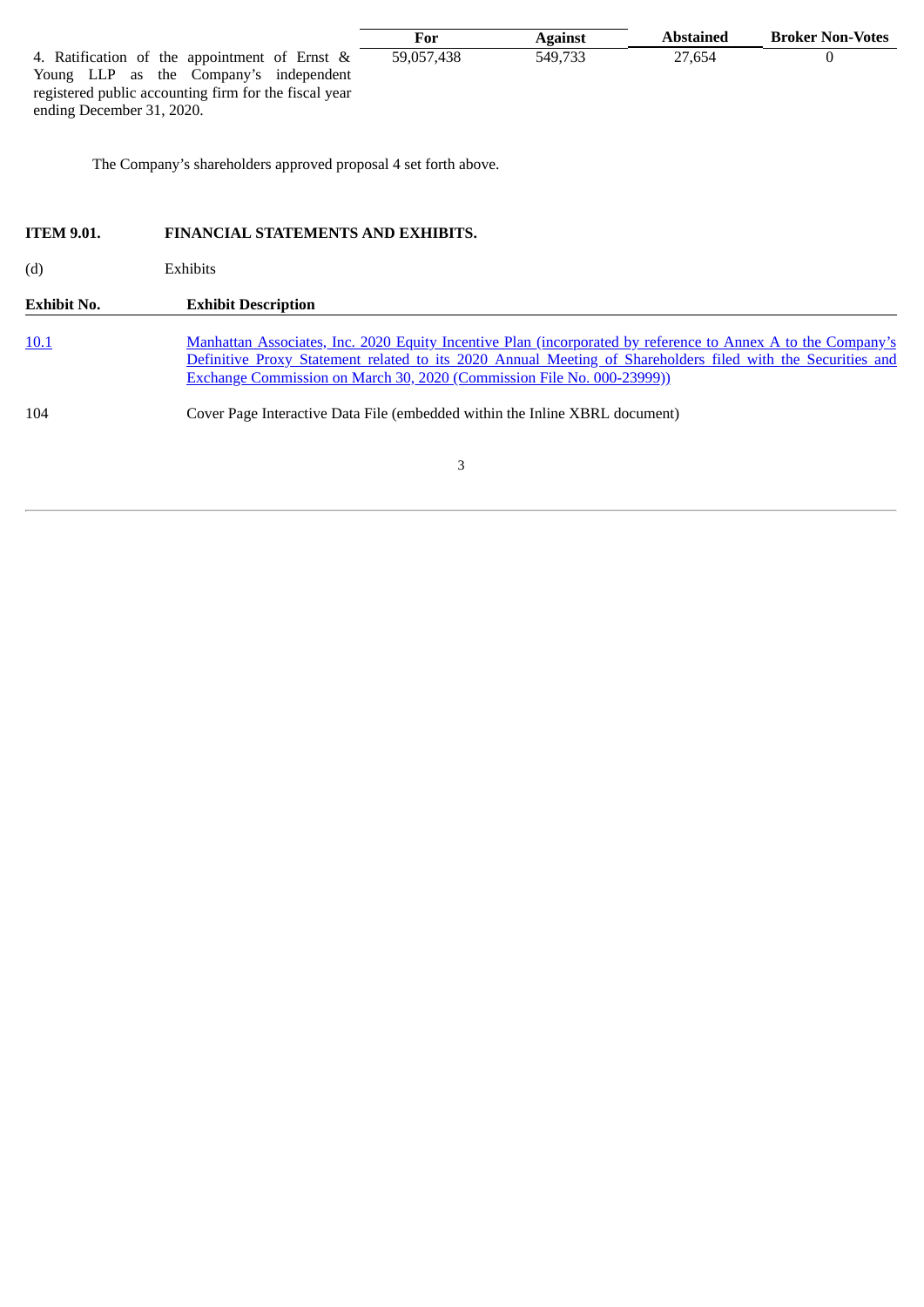| | For | Against | Abstained | Broker Non-Votes |
|---|---|---|---|---|
| 4. Ratification of the appointment of Ernst & Young LLP as the Company's independent registered public accounting firm for the fiscal year ending December 31, 2020. | 59,057,438 | 549,733 | 27,654 | 0 |

The Company's shareholders approved proposal 4 set forth above.

**ITEM 9.01. FINANCIAL STATEMENTS AND EXHIBITS.**

(d) Exhibits

| Exhibit No. | Exhibit Description |
|---|---|
| 10.1 | Manhattan Associates, Inc. 2020 Equity Incentive Plan (incorporated by reference to Annex A to the Company's Definitive Proxy Statement related to its 2020 Annual Meeting of Shareholders filed with the Securities and Exchange Commission on March 30, 2020 (Commission File No. 000-23999)) |
| 104 | Cover Page Interactive Data File (embedded within the Inline XBRL document) |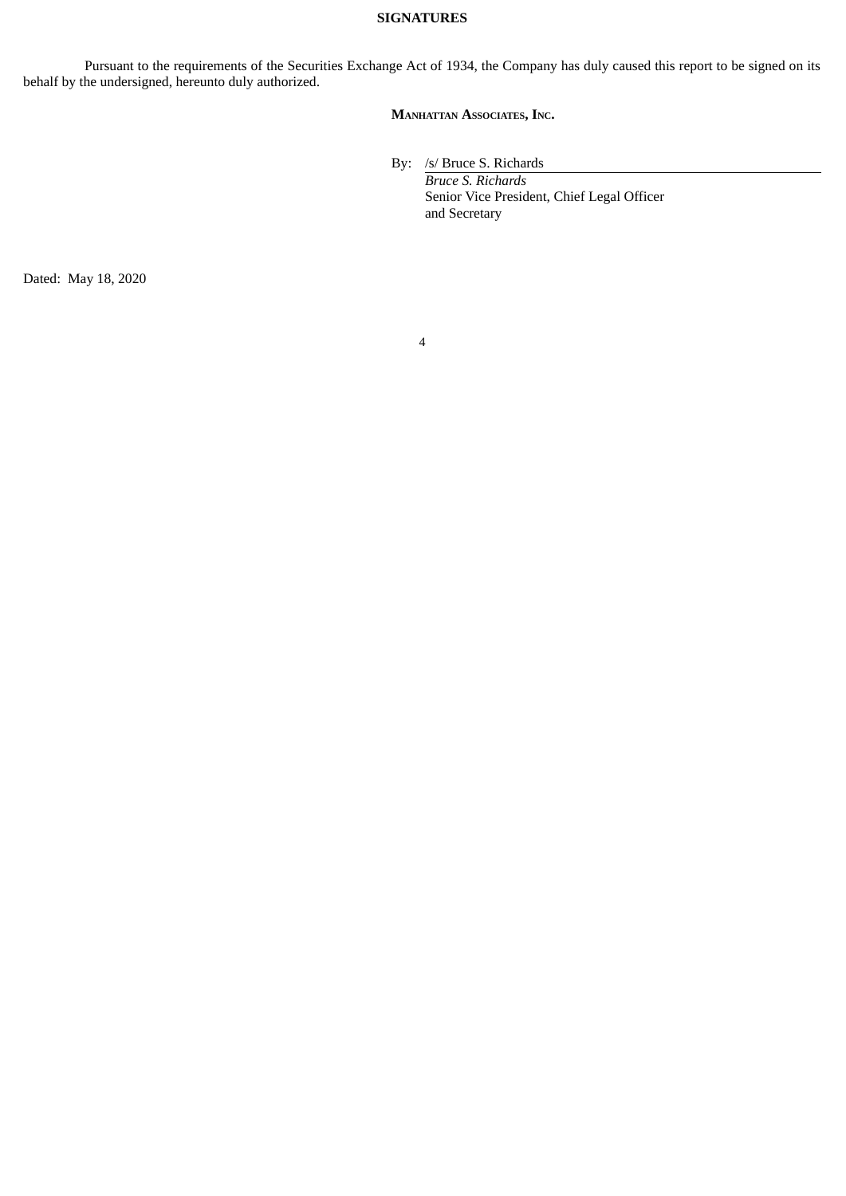## SIGNATURES

Pursuant to the requirements of the Securities Exchange Act of 1934, the Company has duly caused this report to be signed on its behalf by the undersigned, hereunto duly authorized.

**MANHATTAN ASSOCIATES, INC.**

By: /s/ Bruce S. Richards
*Bruce S. Richards*
Senior Vice President, Chief Legal Officer and Secretary

Dated: May 18, 2020